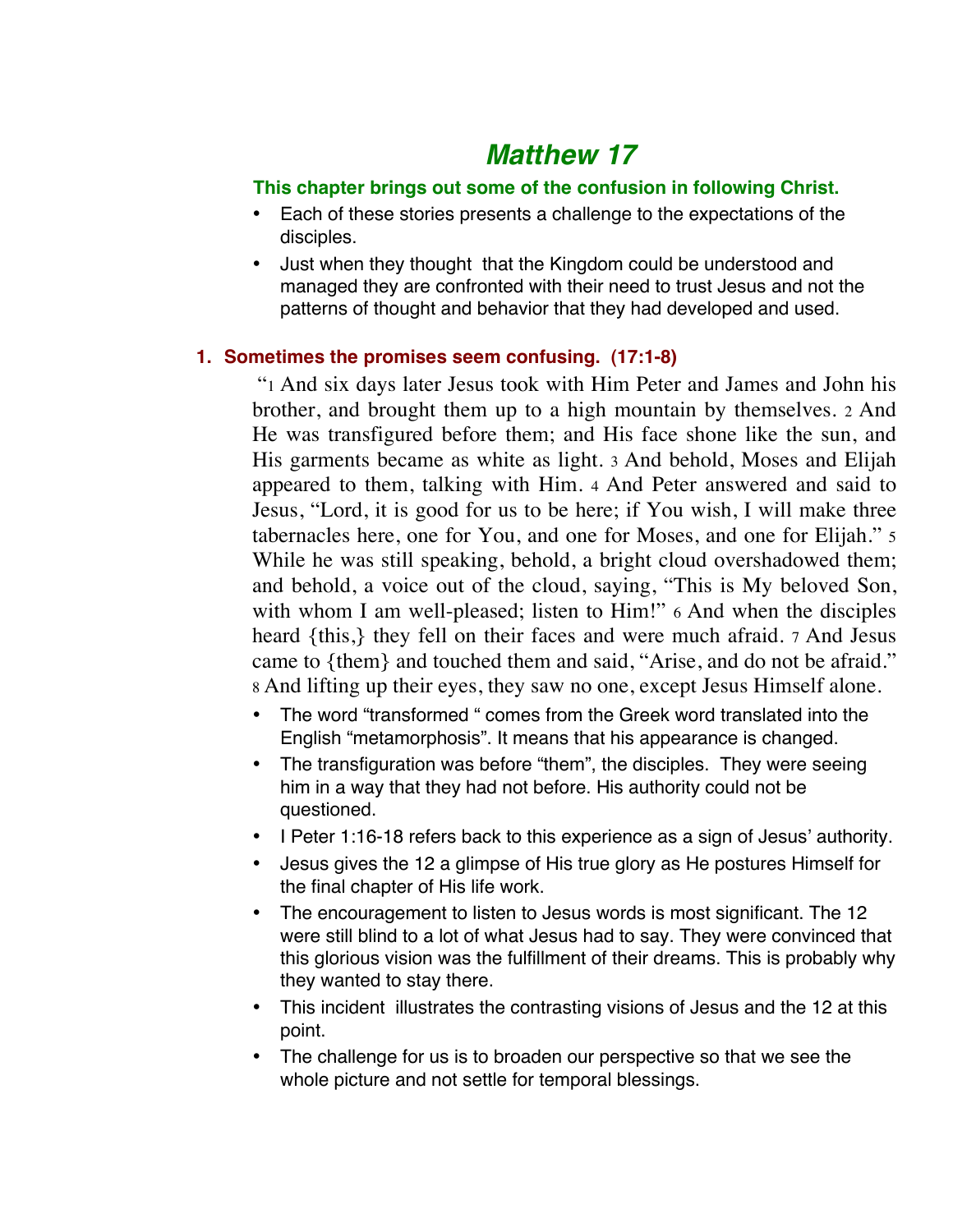# *Matthew 17*

**This chapter brings out some of the confusion in following Christ.**

- Each of these stories presents a challenge to the expectations of the disciples.
- Just when they thought  that the Kingdom could be understood and managed they are confronted with their need to trust Jesus and not the patterns of thought and behavior that they had developed and used.

## 1. Sometimes the promises seem confusing.  (17:1-8)

"1 And six days later Jesus took with Him Peter and James and John his brother, and brought them up to a high mountain by themselves. 2 And He was transfigured before them; and His face shone like the sun, and His garments became as white as light. 3 And behold, Moses and Elijah appeared to them, talking with Him. 4 And Peter answered and said to Jesus, "Lord, it is good for us to be here; if You wish, I will make three tabernacles here, one for You, and one for Moses, and one for Elijah." 5 While he was still speaking, behold, a bright cloud overshadowed them; and behold, a voice out of the cloud, saying, "This is My beloved Son, with whom I am well-pleased; listen to Him!" 6 And when the disciples heard {this,} they fell on their faces and were much afraid. 7 And Jesus came to {them} and touched them and said, "Arise, and do not be afraid." 8 And lifting up their eyes, they saw no one, except Jesus Himself alone.

- The word "transformed " comes from the Greek word translated into the English "metamorphosis". It means that his appearance is changed.
- The transfiguration was before "them", the disciples.  They were seeing him in a way that they had not before. His authority could not be questioned.
- I Peter 1:16-18 refers back to this experience as a sign of Jesus' authority.
- Jesus gives the 12 a glimpse of His true glory as He postures Himself for the final chapter of His life work.
- The encouragement to listen to Jesus words is most significant. The 12 were still blind to a lot of what Jesus had to say. They were convinced that this glorious vision was the fulfillment of their dreams. This is probably why they wanted to stay there.
- This incident  illustrates the contrasting visions of Jesus and the 12 at this point.
- The challenge for us is to broaden our perspective so that we see the whole picture and not settle for temporal blessings.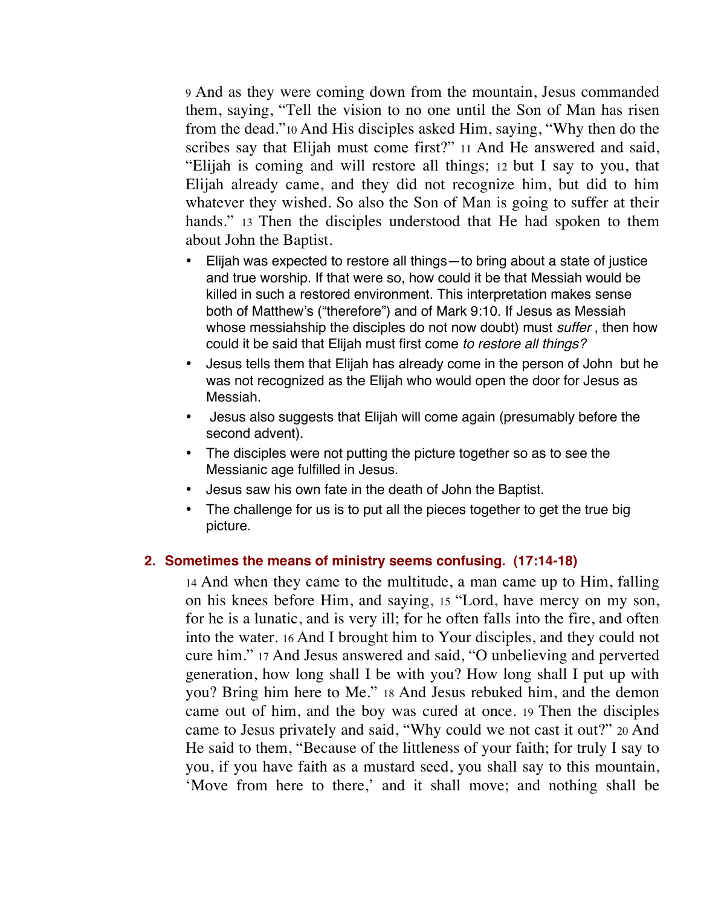9 And as they were coming down from the mountain, Jesus commanded them, saying, "Tell the vision to no one until the Son of Man has risen from the dead."10 And His disciples asked Him, saying, "Why then do the scribes say that Elijah must come first?" 11 And He answered and said, "Elijah is coming and will restore all things; 12 but I say to you, that Elijah already came, and they did not recognize him, but did to him whatever they wished. So also the Son of Man is going to suffer at their hands." 13 Then the disciples understood that He had spoken to them about John the Baptist.

- Elijah was expected to restore all things—to bring about a state of justice and true worship. If that were so, how could it be that Messiah would be killed in such a restored environment. This interpretation makes sense both of Matthew's ("therefore") and of Mark 9:10. If Jesus as Messiah whose messiahship the disciples do not now doubt) must *suffer* , then how could it be said that Elijah must first come *to restore all things?*
- Jesus tells them that Elijah has already come in the person of John but he was not recognized as the Elijah who would open the door for Jesus as Messiah.
- Jesus also suggests that Elijah will come again (presumably before the second advent).
- The disciples were not putting the picture together so as to see the Messianic age fulfilled in Jesus.
- Jesus saw his own fate in the death of John the Baptist.
- The challenge for us is to put all the pieces together to get the true big picture.

## 2. Sometimes the means of ministry seems confusing. (17:14-18)

14 And when they came to the multitude, a man came up to Him, falling on his knees before Him, and saying, 15 "Lord, have mercy on my son, for he is a lunatic, and is very ill; for he often falls into the fire, and often into the water. 16 And I brought him to Your disciples, and they could not cure him." 17 And Jesus answered and said, "O unbelieving and perverted generation, how long shall I be with you? How long shall I put up with you? Bring him here to Me." 18 And Jesus rebuked him, and the demon came out of him, and the boy was cured at once. 19 Then the disciples came to Jesus privately and said, "Why could we not cast it out?" 20 And He said to them, "Because of the littleness of your faith; for truly I say to you, if you have faith as a mustard seed, you shall say to this mountain, 'Move from here to there,' and it shall move; and nothing shall be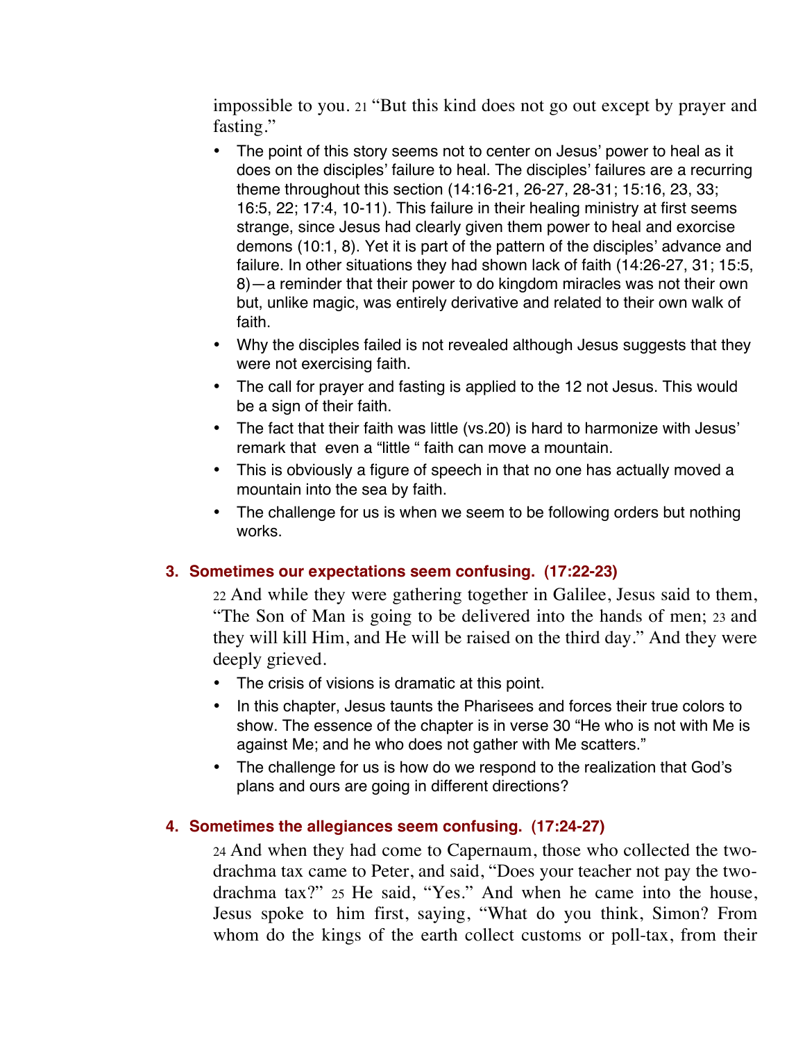impossible to you. 21 "But this kind does not go out except by prayer and fasting."

- The point of this story seems not to center on Jesus' power to heal as it does on the disciples' failure to heal. The disciples' failures are a recurring theme throughout this section (14:16-21, 26-27, 28-31; 15:16, 23, 33; 16:5, 22; 17:4, 10-11). This failure in their healing ministry at first seems strange, since Jesus had clearly given them power to heal and exorcise demons (10:1, 8). Yet it is part of the pattern of the disciples' advance and failure. In other situations they had shown lack of faith (14:26-27, 31; 15:5, 8)—a reminder that their power to do kingdom miracles was not their own but, unlike magic, was entirely derivative and related to their own walk of faith.
- Why the disciples failed is not revealed although Jesus suggests that they were not exercising faith.
- The call for prayer and fasting is applied to the 12 not Jesus. This would be a sign of their faith.
- The fact that their faith was little (vs.20) is hard to harmonize with Jesus' remark that even a "little " faith can move a mountain.
- This is obviously a figure of speech in that no one has actually moved a mountain into the sea by faith.
- The challenge for us is when we seem to be following orders but nothing works.

### 3. Sometimes our expectations seem confusing. (17:22-23)

22 And while they were gathering together in Galilee, Jesus said to them, "The Son of Man is going to be delivered into the hands of men; 23 and they will kill Him, and He will be raised on the third day." And they were deeply grieved.

- The crisis of visions is dramatic at this point.
- In this chapter, Jesus taunts the Pharisees and forces their true colors to show. The essence of the chapter is in verse 30 "He who is not with Me is against Me; and he who does not gather with Me scatters."
- The challenge for us is how do we respond to the realization that God's plans and ours are going in different directions?

### 4. Sometimes the allegiances seem confusing. (17:24-27)

24 And when they had come to Capernaum, those who collected the two-drachma tax came to Peter, and said, "Does your teacher not pay the two-drachma tax?" 25 He said, "Yes." And when he came into the house, Jesus spoke to him first, saying, "What do you think, Simon? From whom do the kings of the earth collect customs or poll-tax, from their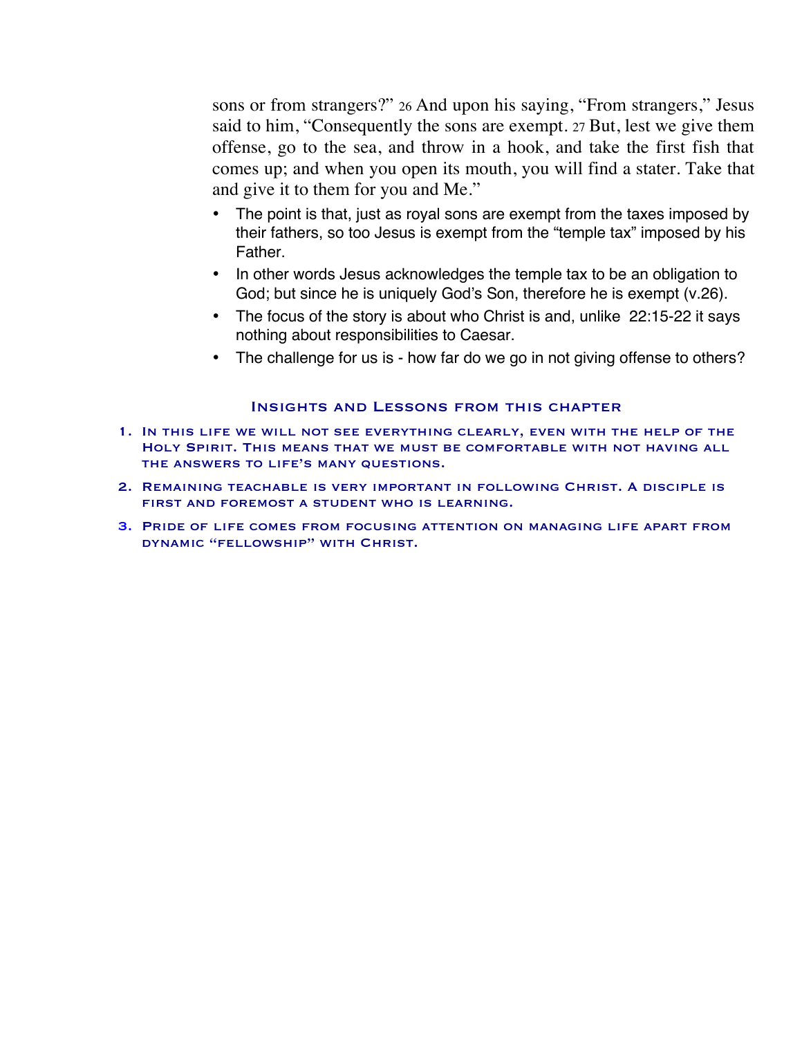sons or from strangers?" 26 And upon his saying, "From strangers," Jesus said to him, "Consequently the sons are exempt. 27 But, lest we give them offense, go to the sea, and throw in a hook, and take the first fish that comes up; and when you open its mouth, you will find a stater. Take that and give it to them for you and Me."

- The point is that, just as royal sons are exempt from the taxes imposed by their fathers, so too Jesus is exempt from the "temple tax" imposed by his Father.
- In other words Jesus acknowledges the temple tax to be an obligation to God; but since he is uniquely God's Son, therefore he is exempt (v.26).
- The focus of the story is about who Christ is and, unlike 22:15-22 it says nothing about responsibilities to Caesar.
- The challenge for us is - how far do we go in not giving offense to others?

## Insights and Lessons from this chapter

1. In this life we will not see everything clearly, even with the help of the Holy Spirit. This means that we must be comfortable with not having all the answers to life's many questions.
2. Remaining teachable is very important in following Christ. A disciple is first and foremost a student who is learning.
3. Pride of life comes from focusing attention on managing life apart from dynamic "fellowship" with Christ.